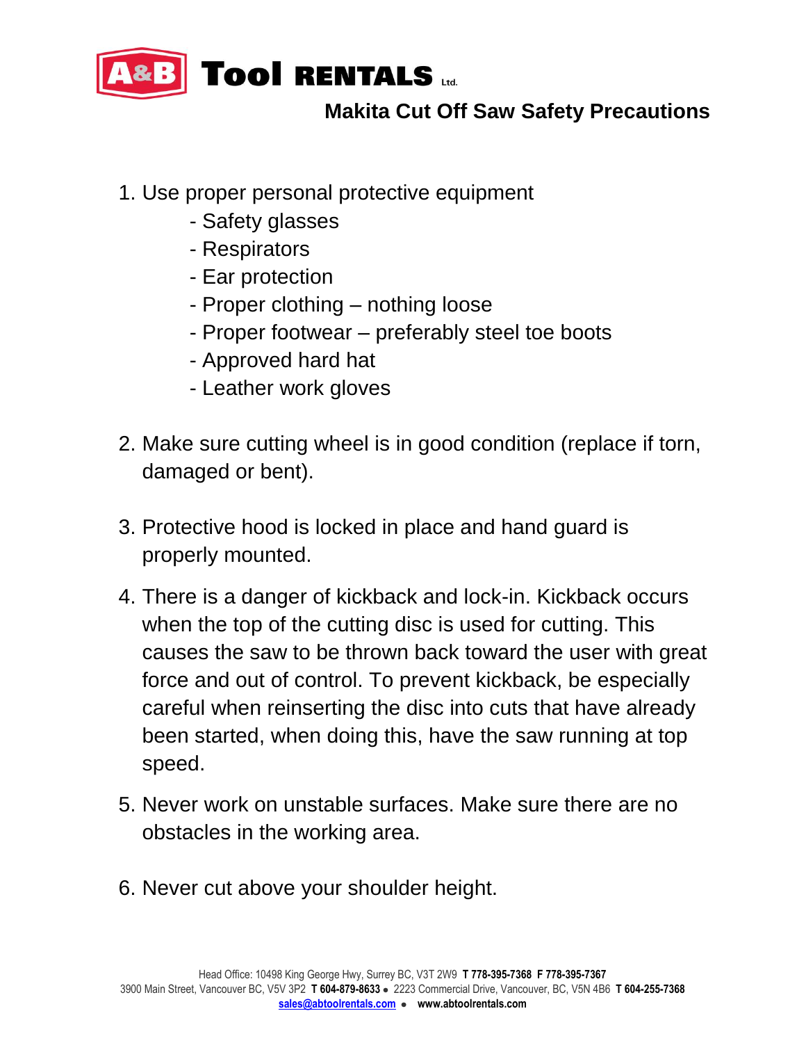# A&B Tool RENTALS Ltd.

## Makita Cut Off Saw Safety Precautions

1. Use proper personal protective equipment
   - Safety glasses
   - Respirators
   - Ear protection
   - Proper clothing – nothing loose
   - Proper footwear – preferably steel toe boots
   - Approved hard hat
   - Leather work gloves

2. Make sure cutting wheel is in good condition (replace if torn, damaged or bent).

3. Protective hood is locked in place and hand guard is properly mounted.

4. There is a danger of kickback and lock-in. Kickback occurs when the top of the cutting disc is used for cutting. This causes the saw to be thrown back toward the user with great force and out of control. To prevent kickback, be especially careful when reinserting the disc into cuts that have already been started, when doing this, have the saw running at top speed.

5. Never work on unstable surfaces. Make sure there are no obstacles in the working area.

6. Never cut above your shoulder height.

Head Office: 10498 King George Hwy, Surrey BC, V3T 2W9 **T 778-395-7368 F 778-395-7367**
3900 Main Street, Vancouver BC, V5V 3P2 **T 604-879-8633** • 2223 Commercial Drive, Vancouver, BC, V5N 4B6 **T 604-255-7368**
**sales@abtoolrentals.com** • **www.abtoolrentals.com**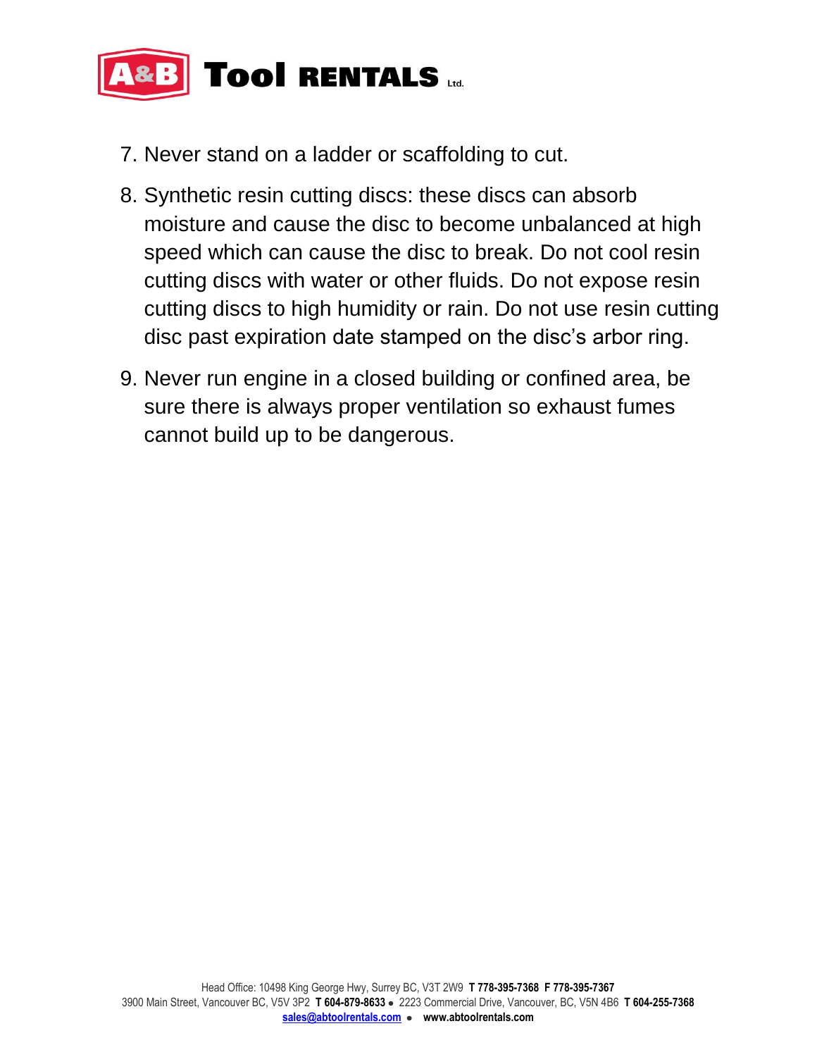7. Never stand on a ladder or scaffolding to cut.
8. Synthetic resin cutting discs: these discs can absorb moisture and cause the disc to become unbalanced at high speed which can cause the disc to break. Do not cool resin cutting discs with water or other fluids. Do not expose resin cutting discs to high humidity or rain. Do not use resin cutting disc past expiration date stamped on the disc's arbor ring.
9. Never run engine in a closed building or confined area, be sure there is always proper ventilation so exhaust fumes cannot build up to be dangerous.